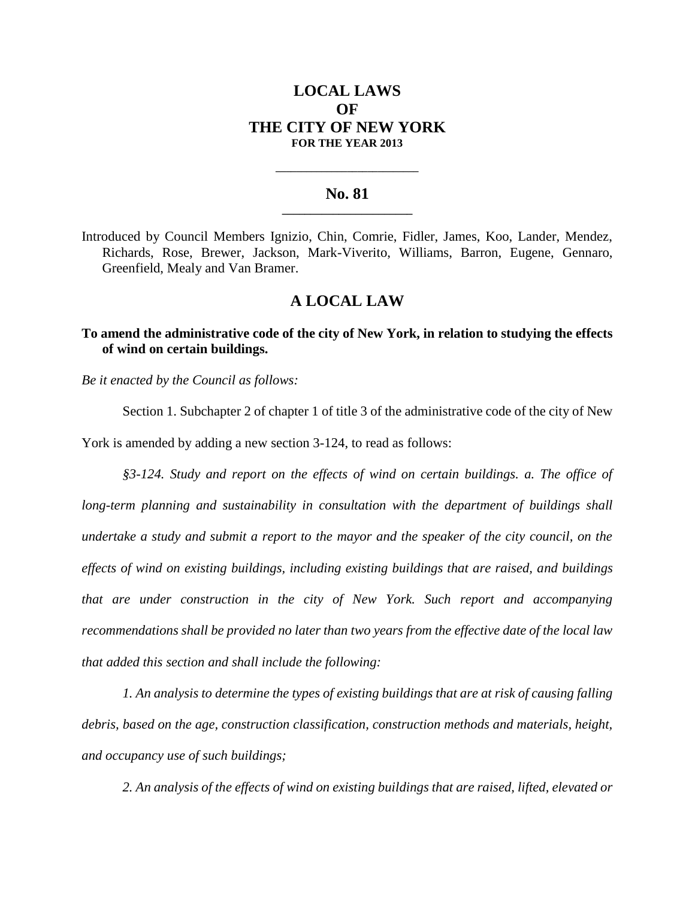# LOCAL LAWS
# OF
# THE CITY OF NEW YORK
**FOR THE YEAR 2013**

---

## No. 81

---

Introduced by Council Members Ignizio, Chin, Comrie, Fidler, James, Koo, Lander, Mendez, Richards, Rose, Brewer, Jackson, Mark-Viverito, Williams, Barron, Eugene, Gennaro, Greenfield, Mealy and Van Bramer.

## A LOCAL LAW

**To amend the administrative code of the city of New York, in relation to studying the effects of wind on certain buildings.**

*Be it enacted by the Council as follows:*

Section 1. Subchapter 2 of chapter 1 of title 3 of the administrative code of the city of New York is amended by adding a new section 3-124, to read as follows:

*§3-124. Study and report on the effects of wind on certain buildings. a. The office of long-term planning and sustainability in consultation with the department of buildings shall undertake a study and submit a report to the mayor and the speaker of the city council, on the effects of wind on existing buildings, including existing buildings that are raised, and buildings that are under construction in the city of New York. Such report and accompanying recommendations shall be provided no later than two years from the effective date of the local law that added this section and shall include the following:*

*1. An analysis to determine the types of existing buildings that are at risk of causing falling debris, based on the age, construction classification, construction methods and materials, height, and occupancy use of such buildings;*

*2. An analysis of the effects of wind on existing buildings that are raised, lifted, elevated or*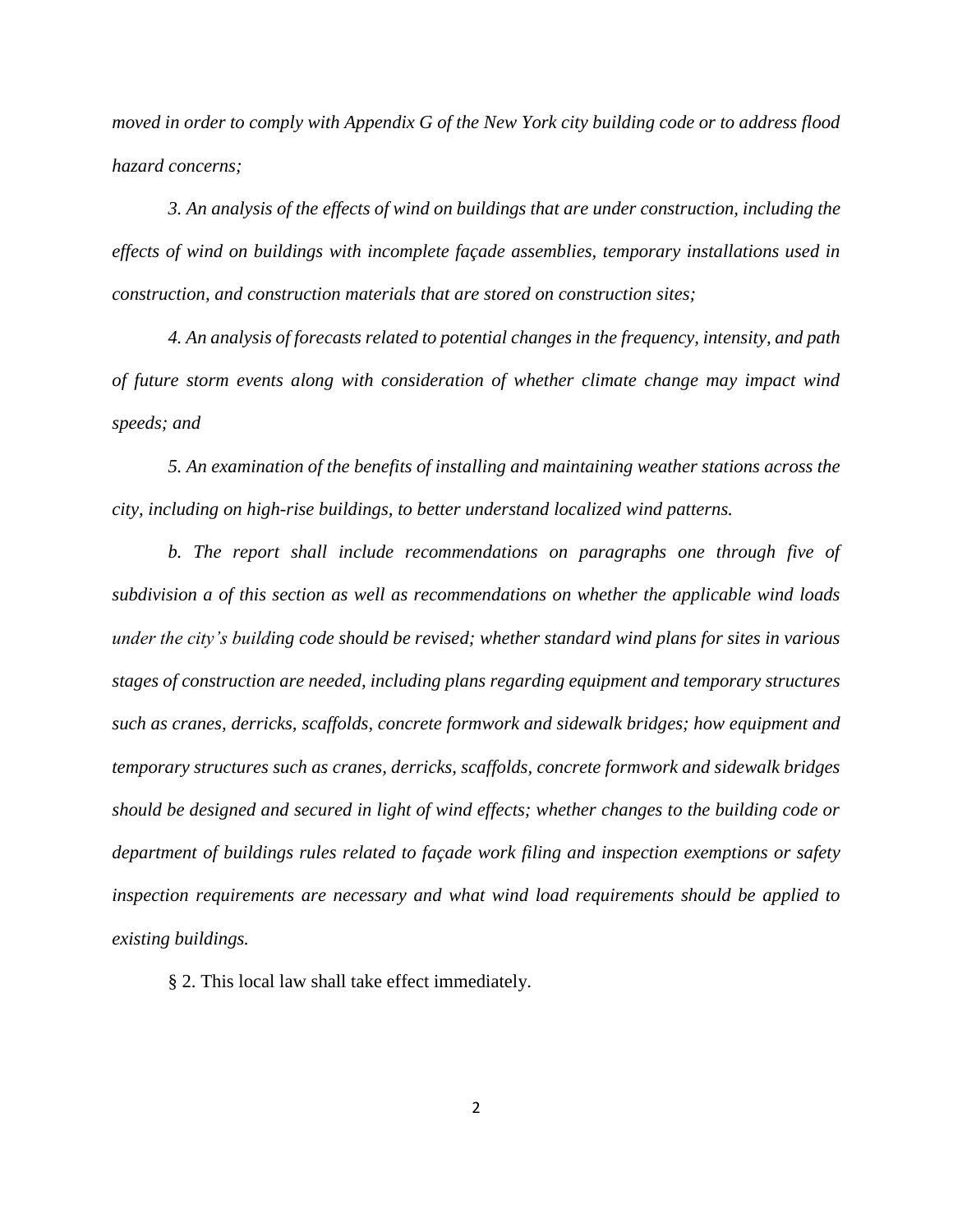*moved in order to comply with Appendix G of the New York city building code or to address flood hazard concerns;*

*3. An analysis of the effects of wind on buildings that are under construction, including the effects of wind on buildings with incomplete façade assemblies, temporary installations used in construction, and construction materials that are stored on construction sites;*

*4. An analysis of forecasts related to potential changes in the frequency, intensity, and path of future storm events along with consideration of whether climate change may impact wind speeds; and*

*5. An examination of the benefits of installing and maintaining weather stations across the city, including on high-rise buildings, to better understand localized wind patterns.*

*b. The report shall include recommendations on paragraphs one through five of subdivision a of this section as well as recommendations on whether the applicable wind loads under the city's building code should be revised; whether standard wind plans for sites in various stages of construction are needed, including plans regarding equipment and temporary structures such as cranes, derricks, scaffolds, concrete formwork and sidewalk bridges; how equipment and temporary structures such as cranes, derricks, scaffolds, concrete formwork and sidewalk bridges should be designed and secured in light of wind effects; whether changes to the building code or department of buildings rules related to façade work filing and inspection exemptions or safety inspection requirements are necessary and what wind load requirements should be applied to existing buildings.*

§ 2. This local law shall take effect immediately.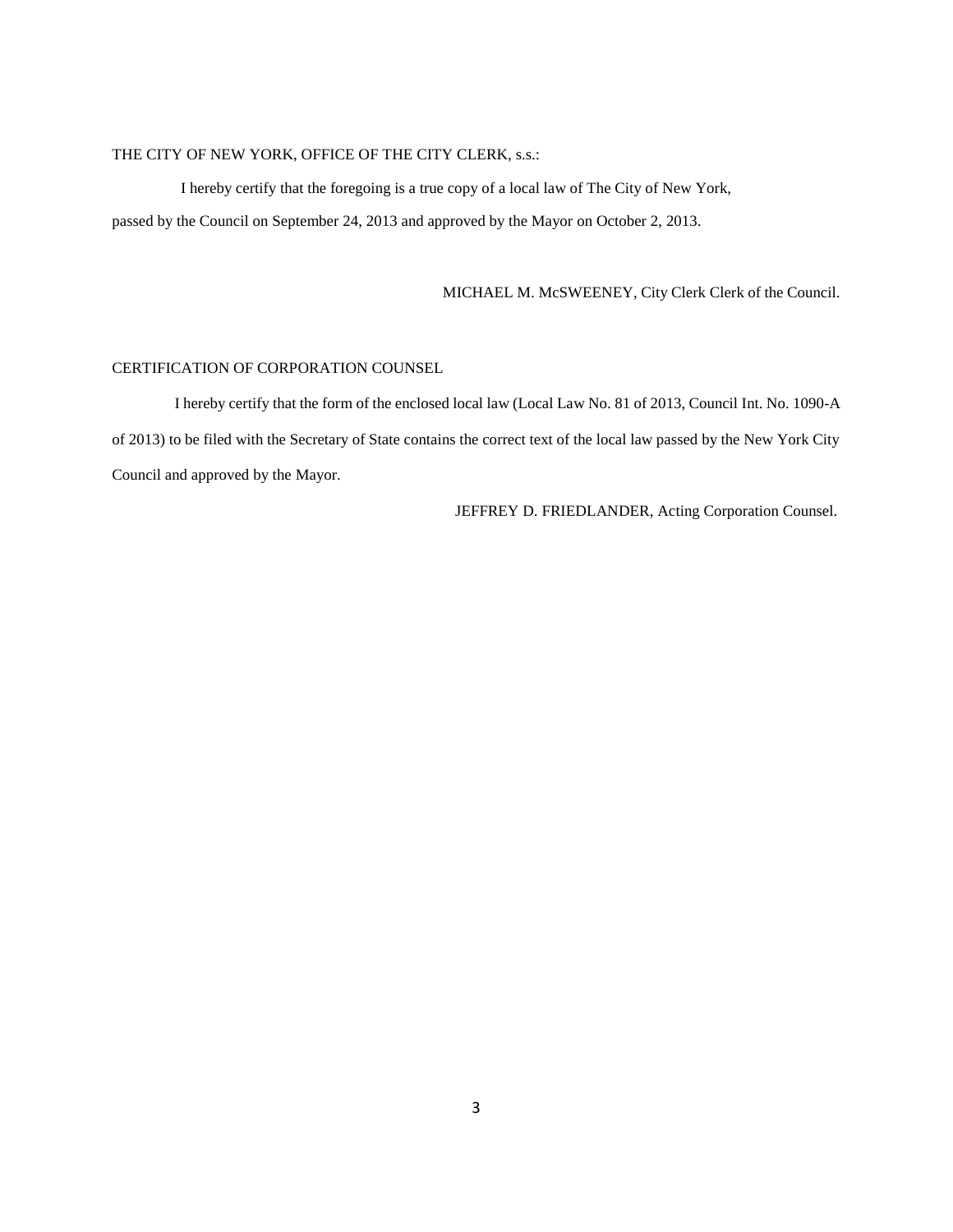THE CITY OF NEW YORK, OFFICE OF THE CITY CLERK, s.s.:

I hereby certify that the foregoing is a true copy of a local law of The City of New York, passed by the Council on September 24, 2013 and approved by the Mayor on October 2, 2013.

MICHAEL M. McSWEENEY, City Clerk Clerk of the Council.

CERTIFICATION OF CORPORATION COUNSEL

I hereby certify that the form of the enclosed local law (Local Law No. 81 of 2013, Council Int. No. 1090-A of 2013) to be filed with the Secretary of State contains the correct text of the local law passed by the New York City Council and approved by the Mayor.

JEFFREY D. FRIEDLANDER, Acting Corporation Counsel.